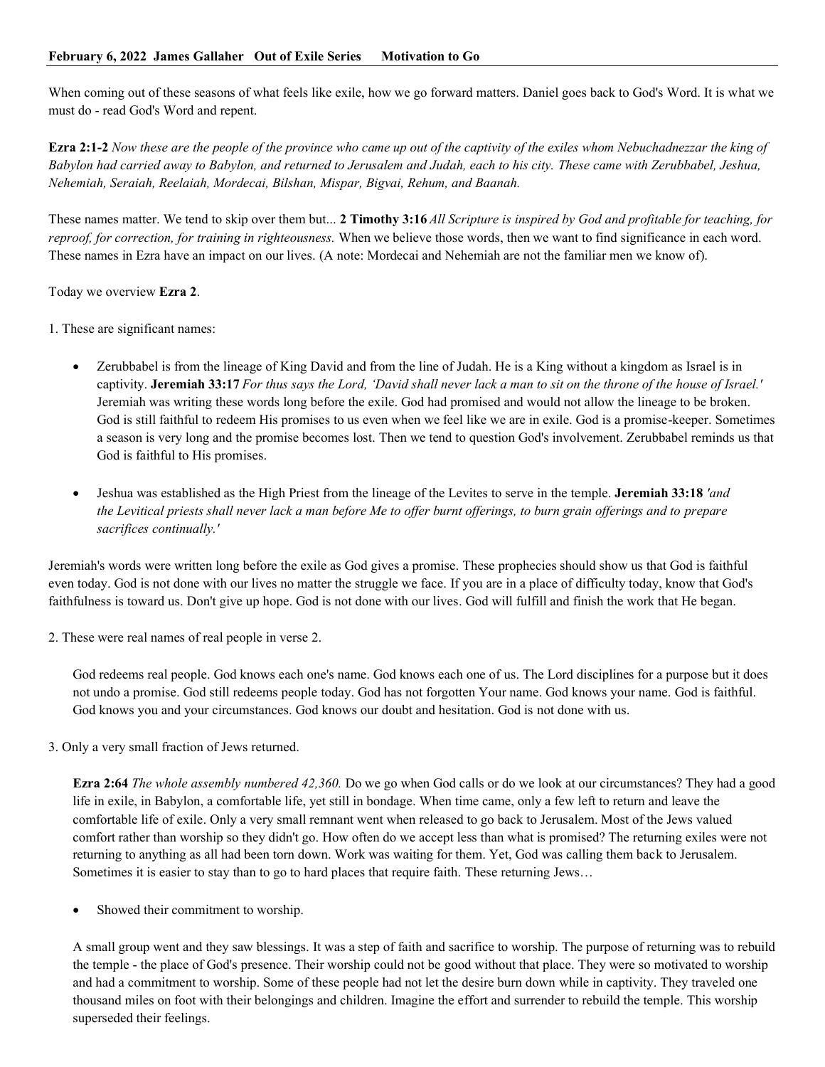**February 6, 2022 James Gallaher Out of Exile Series Motivation to Go**

When coming out of these seasons of what feels like exile, how we go forward matters. Daniel goes back to God's Word. It is what we must do - read God's Word and repent.

**Ezra 2:1-2** *Now these are the people of the province who came up out of the captivity of the exiles whom Nebuchadnezzar the king of Babylon had carried away to Babylon, and returned to Jerusalem and Judah, each to his city. These came with Zerubbabel, Jeshua, Nehemiah, Seraiah, Reelaiah, Mordecai, Bilshan, Mispar, Bigvai, Rehum, and Baanah.*

These names matter. We tend to skip over them but... **2 Timothy 3:16** *All Scripture is inspired by God and profitable for teaching, for reproof, for correction, for training in righteousness.* When we believe those words, then we want to find significance in each word. These names in Ezra have an impact on our lives. (A note: Mordecai and Nehemiah are not the familiar men we know of).

Today we overview **Ezra 2**.

1. These are significant names:

- Zerubbabel is from the lineage of King David and from the line of Judah. He is a King without a kingdom as Israel is in captivity. **Jeremiah 33:17** *For thus says the Lord, 'David shall never lack a man to sit on the throne of the house of Israel.'* Jeremiah was writing these words long before the exile. God had promised and would not allow the lineage to be broken. God is still faithful to redeem His promises to us even when we feel like we are in exile. God is a promise-keeper. Sometimes a season is very long and the promise becomes lost. Then we tend to question God's involvement. Zerubbabel reminds us that God is faithful to His promises.

- Jeshua was established as the High Priest from the lineage of the Levites to serve in the temple. **Jeremiah 33:18** *'and the Levitical priests shall never lack a man before Me to offer burnt offerings, to burn grain offerings and to prepare sacrifices continually.'*

Jeremiah's words were written long before the exile as God gives a promise. These prophecies should show us that God is faithful even today. God is not done with our lives no matter the struggle we face. If you are in a place of difficulty today, know that God's faithfulness is toward us. Don't give up hope. God is not done with our lives. God will fulfill and finish the work that He began.

2. These were real names of real people in verse 2.

God redeems real people. God knows each one's name. God knows each one of us. The Lord disciplines for a purpose but it does not undo a promise. God still redeems people today. God has not forgotten Your name. God knows your name. God is faithful. God knows you and your circumstances. God knows our doubt and hesitation. God is not done with us.

3. Only a very small fraction of Jews returned.

**Ezra 2:64** *The whole assembly numbered 42,360.* Do we go when God calls or do we look at our circumstances? They had a good life in exile, in Babylon, a comfortable life, yet still in bondage. When time came, only a few left to return and leave the comfortable life of exile. Only a very small remnant went when released to go back to Jerusalem. Most of the Jews valued comfort rather than worship so they didn't go. How often do we accept less than what is promised? The returning exiles were not returning to anything as all had been torn down. Work was waiting for them. Yet, God was calling them back to Jerusalem. Sometimes it is easier to stay than to go to hard places that require faith. These returning Jews…

- Showed their commitment to worship.

A small group went and they saw blessings. It was a step of faith and sacrifice to worship. The purpose of returning was to rebuild the temple - the place of God's presence. Their worship could not be good without that place. They were so motivated to worship and had a commitment to worship. Some of these people had not let the desire burn down while in captivity. They traveled one thousand miles on foot with their belongings and children. Imagine the effort and surrender to rebuild the temple. This worship superseded their feelings.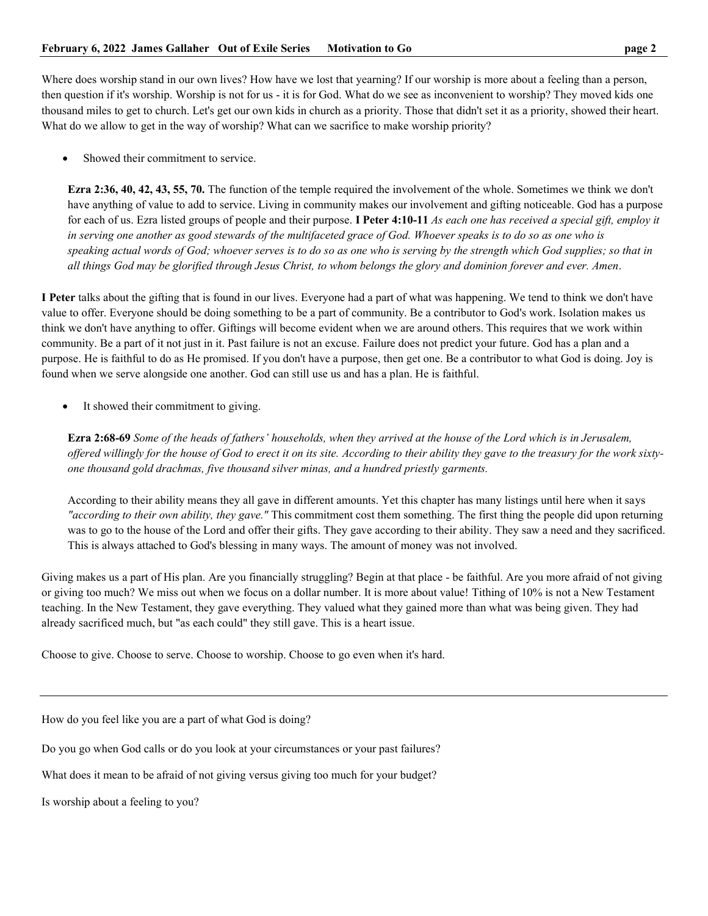Where does worship stand in our own lives? How have we lost that yearning? If our worship is more about a feeling than a person, then question if it's worship. Worship is not for us - it is for God. What do we see as inconvenient to worship? They moved kids one thousand miles to get to church. Let's get our own kids in church as a priority. Those that didn't set it as a priority, showed their heart. What do we allow to get in the way of worship? What can we sacrifice to make worship priority?

- Showed their commitment to service.

  **Ezra 2:36, 40, 42, 43, 55, 70.** The function of the temple required the involvement of the whole. Sometimes we think we don't have anything of value to add to service. Living in community makes our involvement and gifting noticeable. God has a purpose for each of us. Ezra listed groups of people and their purpose. **I Peter 4:10-11** *As each one has received a special gift, employ it in serving one another as good stewards of the multifaceted grace of God. Whoever speaks is to do so as one who is speaking actual words of God; whoever serves is to do so as one who is serving by the strength which God supplies; so that in all things God may be glorified through Jesus Christ, to whom belongs the glory and dominion forever and ever. Amen*.

**I Peter** talks about the gifting that is found in our lives. Everyone had a part of what was happening. We tend to think we don't have value to offer. Everyone should be doing something to be a part of community. Be a contributor to God's work. Isolation makes us think we don't have anything to offer. Giftings will become evident when we are around others. This requires that we work within community. Be a part of it not just in it. Past failure is not an excuse. Failure does not predict your future. God has a plan and a purpose. He is faithful to do as He promised. If you don't have a purpose, then get one. Be a contributor to what God is doing. Joy is found when we serve alongside one another. God can still use us and has a plan. He is faithful.

- It showed their commitment to giving.

  **Ezra 2:68-69** *Some of the heads of fathers' households, when they arrived at the house of the Lord which is in Jerusalem, offered willingly for the house of God to erect it on its site. According to their ability they gave to the treasury for the work sixty-one thousand gold drachmas, five thousand silver minas, and a hundred priestly garments.*

  According to their ability means they all gave in different amounts. Yet this chapter has many listings until here when it says *"according to their own ability, they gave."* This commitment cost them something. The first thing the people did upon returning was to go to the house of the Lord and offer their gifts. They gave according to their ability. They saw a need and they sacrificed. This is always attached to God's blessing in many ways. The amount of money was not involved.

Giving makes us a part of His plan. Are you financially struggling? Begin at that place - be faithful. Are you more afraid of not giving or giving too much? We miss out when we focus on a dollar number. It is more about value! Tithing of 10% is not a New Testament teaching. In the New Testament, they gave everything. They valued what they gained more than what was being given. They had already sacrificed much, but "as each could" they still gave. This is a heart issue.

Choose to give. Choose to serve. Choose to worship. Choose to go even when it's hard.

---

How do you feel like you are a part of what God is doing?

Do you go when God calls or do you look at your circumstances or your past failures?

What does it mean to be afraid of not giving versus giving too much for your budget?

Is worship about a feeling to you?